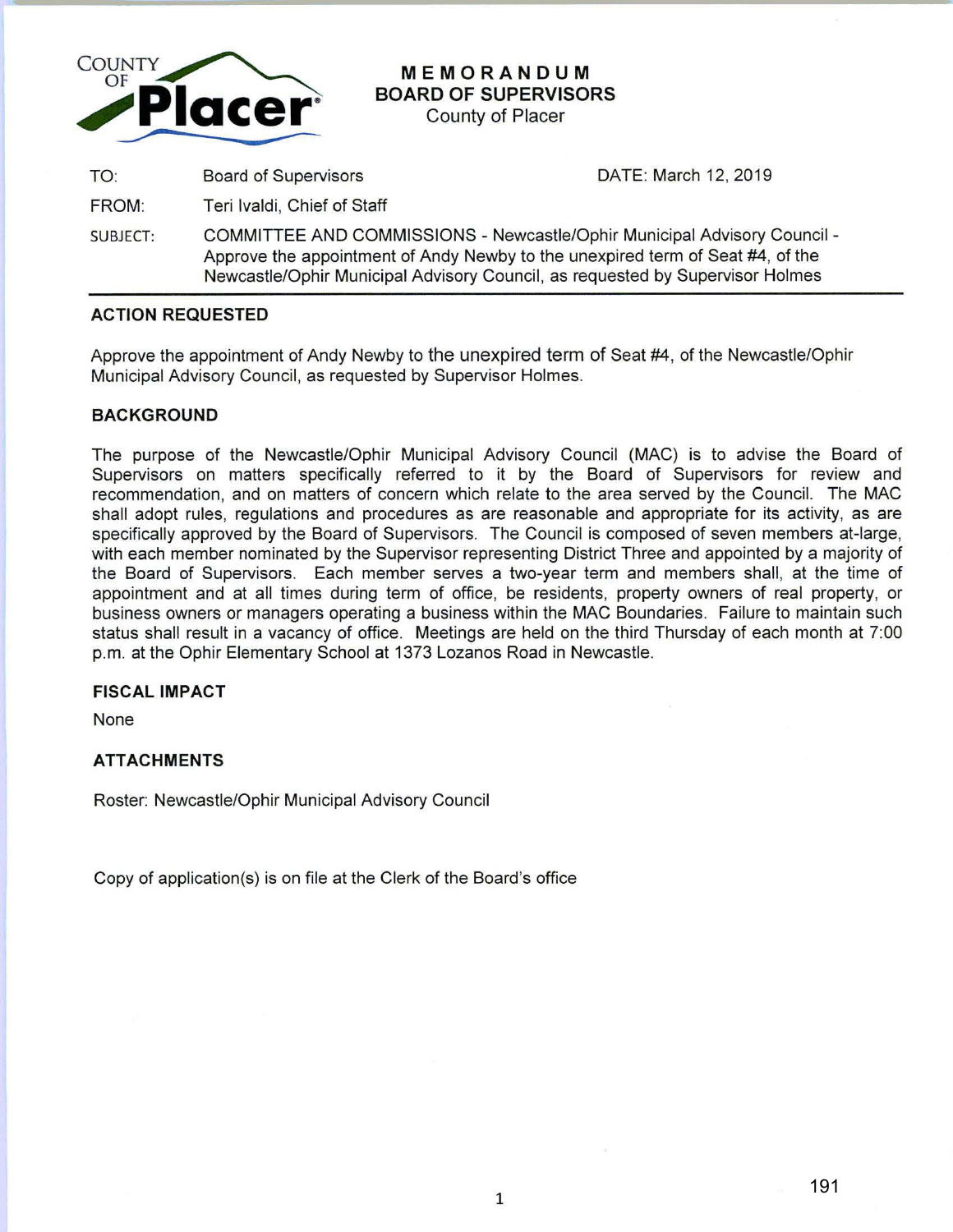COUNTY OF **Placer**

# MEMORANDUM
## BOARD OF SUPERVISORS
County of Placer

| | | |
|---|---|---|
| TO: | Board of Supervisors | DATE: March 12, 2019 |
| FROM: | Teri Ivaldi, Chief of Staff | |
| SUBJECT: | COMMITTEE AND COMMISSIONS - Newcastle/Ophir Municipal Advisory Council - Approve the appointment of Andy Newby to the unexpired term of Seat #4, of the Newcastle/Ophir Municipal Advisory Council, as requested by Supervisor Holmes | |

### ACTION REQUESTED

Approve the appointment of Andy Newby to the unexpired term of Seat #4, of the Newcastle/Ophir Municipal Advisory Council, as requested by Supervisor Holmes.

### BACKGROUND

The purpose of the Newcastle/Ophir Municipal Advisory Council (MAC) is to advise the Board of Supervisors on matters specifically referred to it by the Board of Supervisors for review and recommendation, and on matters of concern which relate to the area served by the Council. The MAC shall adopt rules, regulations and procedures as are reasonable and appropriate for its activity, as are specifically approved by the Board of Supervisors. The Council is composed of seven members at-large, with each member nominated by the Supervisor representing District Three and appointed by a majority of the Board of Supervisors. Each member serves a two-year term and members shall, at the time of appointment and at all times during term of office, be residents, property owners of real property, or business owners or managers operating a business within the MAC Boundaries. Failure to maintain such status shall result in a vacancy of office. Meetings are held on the third Thursday of each month at 7:00 p.m. at the Ophir Elementary School at 1373 Lozanos Road in Newcastle.

### FISCAL IMPACT

None

### ATTACHMENTS

Roster: Newcastle/Ophir Municipal Advisory Council

Copy of application(s) is on file at the Clerk of the Board's office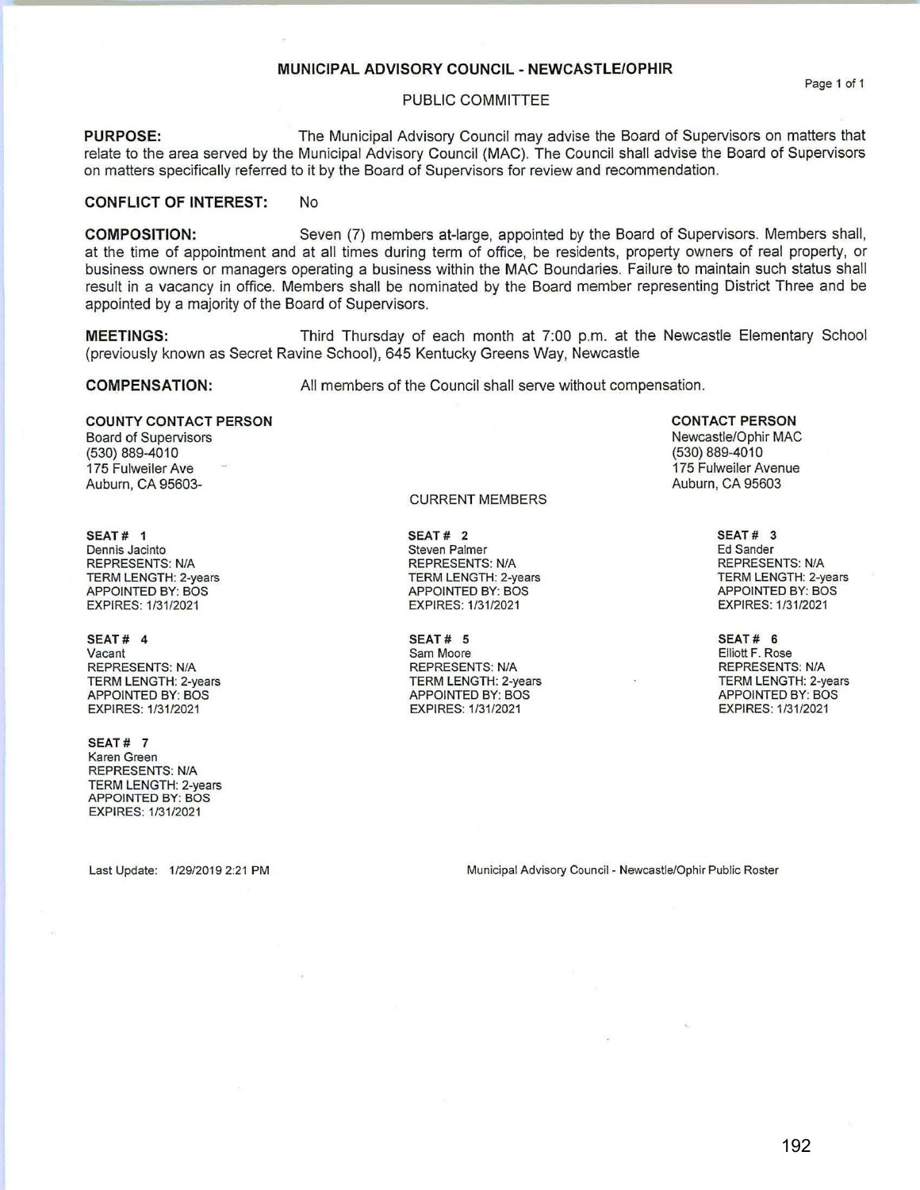## MUNICIPAL ADVISORY COUNCIL - NEWCASTLE/OPHIR

PUBLIC COMMITTEE

**PURPOSE:** The Municipal Advisory Council may advise the Board of Supervisors on matters that relate to the area served by the Municipal Advisory Council (MAC). The Council shall advise the Board of Supervisors on matters specifically referred to it by the Board of Supervisors for review and recommendation.

**CONFLICT OF INTEREST:** No

**COMPOSITION:** Seven (7) members at-large, appointed by the Board of Supervisors. Members shall, at the time of appointment and at all times during term of office, be residents, property owners of real property, or business owners or managers operating a business within the MAC Boundaries. Failure to maintain such status shall result in a vacancy in office. Members shall be nominated by the Board member representing District Three and be appointed by a majority of the Board of Supervisors.

**MEETINGS:** Third Thursday of each month at 7:00 p.m. at the Newcastle Elementary School (previously known as Secret Ravine School), 645 Kentucky Greens Way, Newcastle

**COMPENSATION:** All members of the Council shall serve without compensation.

**COUNTY CONTACT PERSON**
Board of Supervisors
(530) 889-4010
175 Fulweiler Ave
Auburn, CA 95603-

**CONTACT PERSON**
Newcastle/Ophir MAC
(530) 889-4010
175 Fulweiler Avenue
Auburn, CA 95603

CURRENT MEMBERS

**SEAT # 1**
Dennis Jacinto
REPRESENTS: N/A
TERM LENGTH: 2-years
APPOINTED BY: BOS
EXPIRES: 1/31/2021

**SEAT # 2**
Steven Palmer
REPRESENTS: N/A
TERM LENGTH: 2-years
APPOINTED BY: BOS
EXPIRES: 1/31/2021

**SEAT # 3**
Ed Sander
REPRESENTS: N/A
TERM LENGTH: 2-years
APPOINTED BY: BOS
EXPIRES: 1/31/2021

**SEAT # 4**
Vacant
REPRESENTS: N/A
TERM LENGTH: 2-years
APPOINTED BY: BOS
EXPIRES: 1/31/2021

**SEAT # 5**
Sam Moore
REPRESENTS: N/A
TERM LENGTH: 2-years
APPOINTED BY: BOS
EXPIRES: 1/31/2021

**SEAT # 6**
Elliott F. Rose
REPRESENTS: N/A
TERM LENGTH: 2-years
APPOINTED BY: BOS
EXPIRES: 1/31/2021

**SEAT # 7**
Karen Green
REPRESENTS: N/A
TERM LENGTH: 2-years
APPOINTED BY: BOS
EXPIRES: 1/31/2021

Last Update: 1/29/2019 2:21 PM

Municipal Advisory Council - Newcastle/Ophir Public Roster